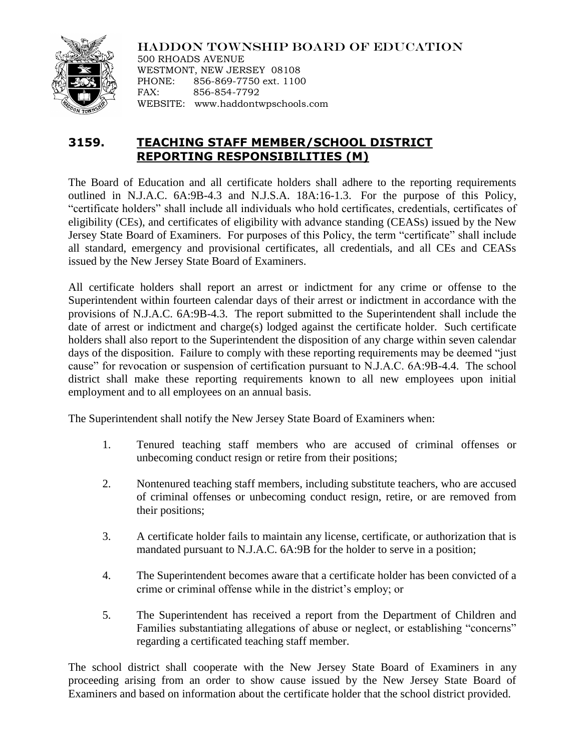HADDON TOWNSHIP BOARD OF EDUCATION
500 RHOADS AVENUE
WESTMONT, NEW JERSEY 08108
PHONE: 856-869-7750 ext. 1100
FAX: 856-854-7792
WEBSITE: www.haddontwpschools.com

# 3159. TEACHING STAFF MEMBER/SCHOOL DISTRICT REPORTING RESPONSIBILITIES (M)

The Board of Education and all certificate holders shall adhere to the reporting requirements outlined in N.J.A.C. 6A:9B-4.3 and N.J.S.A. 18A:16-1.3. For the purpose of this Policy, "certificate holders" shall include all individuals who hold certificates, credentials, certificates of eligibility (CEs), and certificates of eligibility with advance standing (CEASs) issued by the New Jersey State Board of Examiners. For purposes of this Policy, the term "certificate" shall include all standard, emergency and provisional certificates, all credentials, and all CEs and CEASs issued by the New Jersey State Board of Examiners.

All certificate holders shall report an arrest or indictment for any crime or offense to the Superintendent within fourteen calendar days of their arrest or indictment in accordance with the provisions of N.J.A.C. 6A:9B-4.3. The report submitted to the Superintendent shall include the date of arrest or indictment and charge(s) lodged against the certificate holder. Such certificate holders shall also report to the Superintendent the disposition of any charge within seven calendar days of the disposition. Failure to comply with these reporting requirements may be deemed "just cause" for revocation or suspension of certification pursuant to N.J.A.C. 6A:9B-4.4. The school district shall make these reporting requirements known to all new employees upon initial employment and to all employees on an annual basis.

The Superintendent shall notify the New Jersey State Board of Examiners when:

1. Tenured teaching staff members who are accused of criminal offenses or unbecoming conduct resign or retire from their positions;

2. Nontenured teaching staff members, including substitute teachers, who are accused of criminal offenses or unbecoming conduct resign, retire, or are removed from their positions;

3. A certificate holder fails to maintain any license, certificate, or authorization that is mandated pursuant to N.J.A.C. 6A:9B for the holder to serve in a position;

4. The Superintendent becomes aware that a certificate holder has been convicted of a crime or criminal offense while in the district's employ; or

5. The Superintendent has received a report from the Department of Children and Families substantiating allegations of abuse or neglect, or establishing "concerns" regarding a certificated teaching staff member.

The school district shall cooperate with the New Jersey State Board of Examiners in any proceeding arising from an order to show cause issued by the New Jersey State Board of Examiners and based on information about the certificate holder that the school district provided.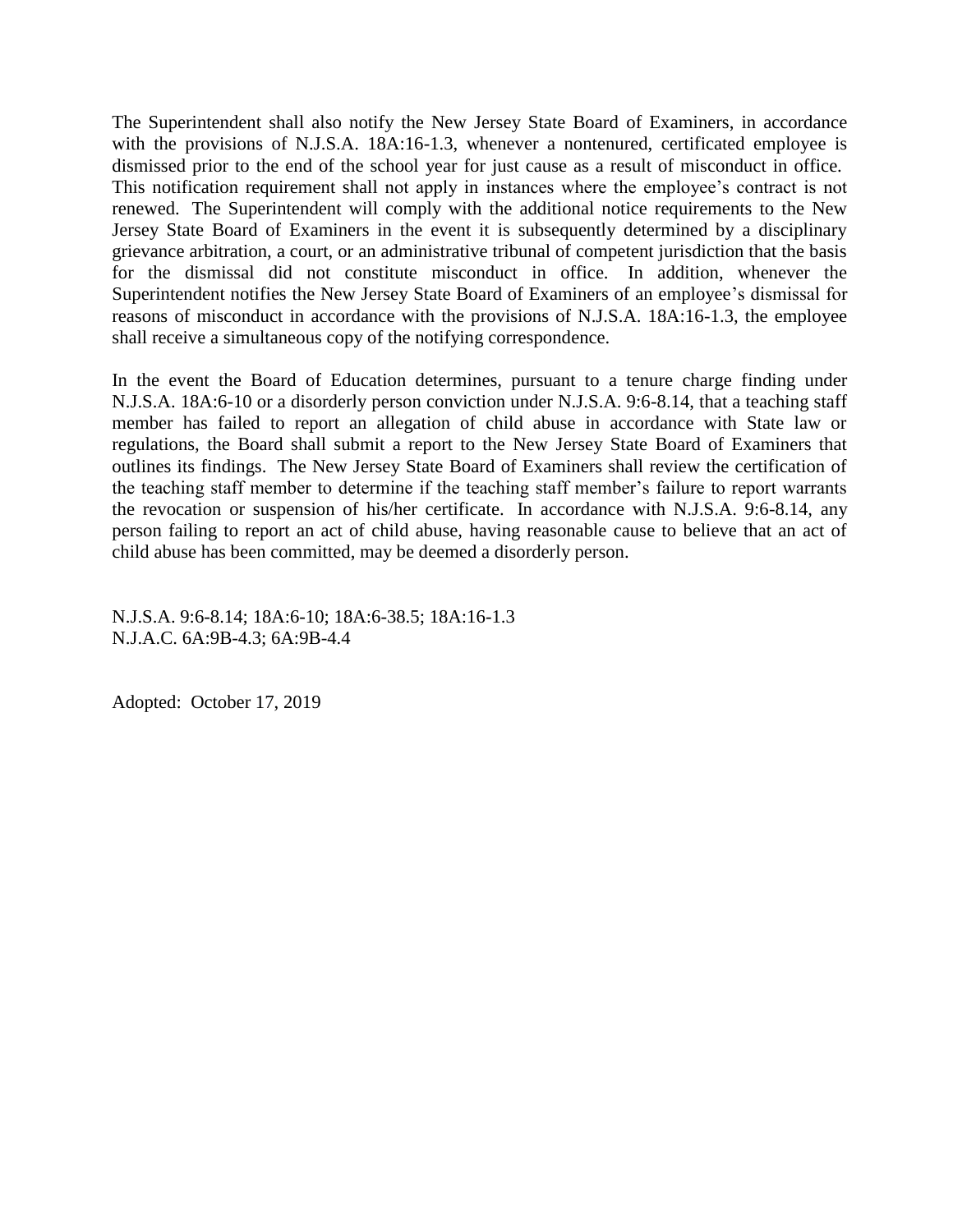The Superintendent shall also notify the New Jersey State Board of Examiners, in accordance with the provisions of N.J.S.A. 18A:16-1.3, whenever a nontenured, certificated employee is dismissed prior to the end of the school year for just cause as a result of misconduct in office. This notification requirement shall not apply in instances where the employee's contract is not renewed. The Superintendent will comply with the additional notice requirements to the New Jersey State Board of Examiners in the event it is subsequently determined by a disciplinary grievance arbitration, a court, or an administrative tribunal of competent jurisdiction that the basis for the dismissal did not constitute misconduct in office. In addition, whenever the Superintendent notifies the New Jersey State Board of Examiners of an employee's dismissal for reasons of misconduct in accordance with the provisions of N.J.S.A. 18A:16-1.3, the employee shall receive a simultaneous copy of the notifying correspondence.

In the event the Board of Education determines, pursuant to a tenure charge finding under N.J.S.A. 18A:6-10 or a disorderly person conviction under N.J.S.A. 9:6-8.14, that a teaching staff member has failed to report an allegation of child abuse in accordance with State law or regulations, the Board shall submit a report to the New Jersey State Board of Examiners that outlines its findings. The New Jersey State Board of Examiners shall review the certification of the teaching staff member to determine if the teaching staff member's failure to report warrants the revocation or suspension of his/her certificate. In accordance with N.J.S.A. 9:6-8.14, any person failing to report an act of child abuse, having reasonable cause to believe that an act of child abuse has been committed, may be deemed a disorderly person.

N.J.S.A. 9:6-8.14; 18A:6-10; 18A:6-38.5; 18A:16-1.3
N.J.A.C. 6A:9B-4.3; 6A:9B-4.4

Adopted: October 17, 2019